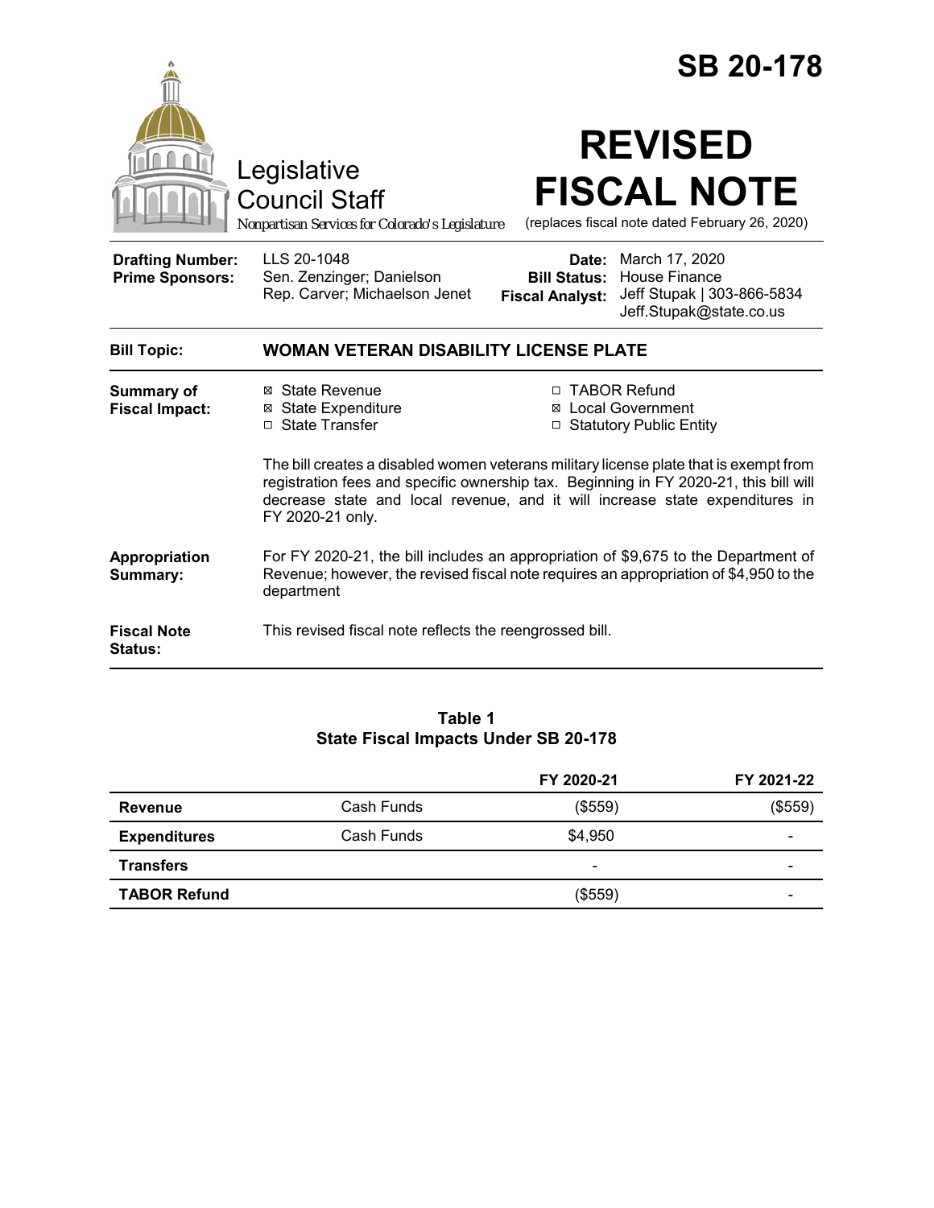# SB 20-178

Legislative Council Staff

*Nonpartisan Services for Colorado's Legislature*

# REVISED FISCAL NOTE

(replaces fiscal note dated February 26, 2020)

| | | | |
|---|---|---|---|
| **Drafting Number:** | LLS 20-1048 | **Date:** | March 17, 2020 |
| **Prime Sponsors:** | Sen. Zenzinger; Danielson<br>Rep. Carver; Michaelson Jenet | **Bill Status:** | House Finance |
| | | **Fiscal Analyst:** | Jeff Stupak \| 303-866-5834<br>Jeff.Stupak@state.co.us |

**Bill Topic:** **WOMAN VETERAN DISABILITY LICENSE PLATE**

**Summary of Fiscal Impact:**

- ☒ State Revenue
- ☒ State Expenditure
- ☐ State Transfer
- ☐ TABOR Refund
- ☒ Local Government
- ☐ Statutory Public Entity

The bill creates a disabled women veterans military license plate that is exempt from registration fees and specific ownership tax. Beginning in FY 2020-21, this bill will decrease state and local revenue, and it will increase state expenditures in FY 2020-21 only.

**Appropriation Summary:** For FY 2020-21, the bill includes an appropriation of $9,675 to the Department of Revenue; however, the revised fiscal note requires an appropriation of $4,950 to the department

**Fiscal Note Status:** This revised fiscal note reflects the reengrossed bill.

**Table 1**
**State Fiscal Impacts Under SB 20-178**

| | | FY 2020-21 | FY 2021-22 |
|---|---|---|---|
| **Revenue** | Cash Funds | ($559) | ($559) |
| **Expenditures** | Cash Funds | $4,950 | - |
| **Transfers** | | - | - |
| **TABOR Refund** | | ($559) | - |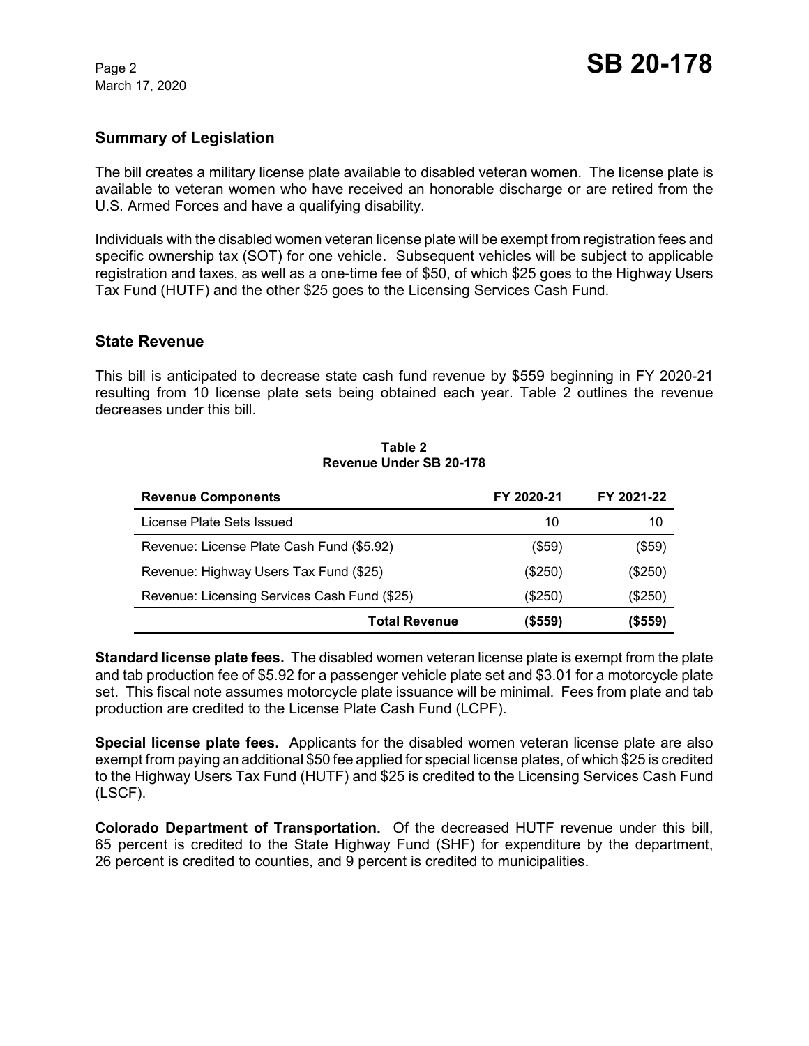## Summary of Legislation

The bill creates a military license plate available to disabled veteran women. The license plate is available to veteran women who have received an honorable discharge or are retired from the U.S. Armed Forces and have a qualifying disability.

Individuals with the disabled women veteran license plate will be exempt from registration fees and specific ownership tax (SOT) for one vehicle. Subsequent vehicles will be subject to applicable registration and taxes, as well as a one-time fee of $50, of which $25 goes to the Highway Users Tax Fund (HUTF) and the other $25 goes to the Licensing Services Cash Fund.

## State Revenue

This bill is anticipated to decrease state cash fund revenue by $559 beginning in FY 2020-21 resulting from 10 license plate sets being obtained each year. Table 2 outlines the revenue decreases under this bill.

**Table 2**
**Revenue Under SB 20-178**

| Revenue Components | FY 2020-21 | FY 2021-22 |
|---|---|---|
| License Plate Sets Issued | 10 | 10 |
| Revenue: License Plate Cash Fund ($5.92) | ($59) | ($59) |
| Revenue: Highway Users Tax Fund ($25) | ($250) | ($250) |
| Revenue: Licensing Services Cash Fund ($25) | ($250) | ($250) |
| **Total Revenue** | **($559)** | **($559)** |

**Standard license plate fees.** The disabled women veteran license plate is exempt from the plate and tab production fee of $5.92 for a passenger vehicle plate set and $3.01 for a motorcycle plate set. This fiscal note assumes motorcycle plate issuance will be minimal. Fees from plate and tab production are credited to the License Plate Cash Fund (LCPF).

**Special license plate fees.** Applicants for the disabled women veteran license plate are also exempt from paying an additional $50 fee applied for special license plates, of which $25 is credited to the Highway Users Tax Fund (HUTF) and $25 is credited to the Licensing Services Cash Fund (LSCF).

**Colorado Department of Transportation.** Of the decreased HUTF revenue under this bill, 65 percent is credited to the State Highway Fund (SHF) for expenditure by the department, 26 percent is credited to counties, and 9 percent is credited to municipalities.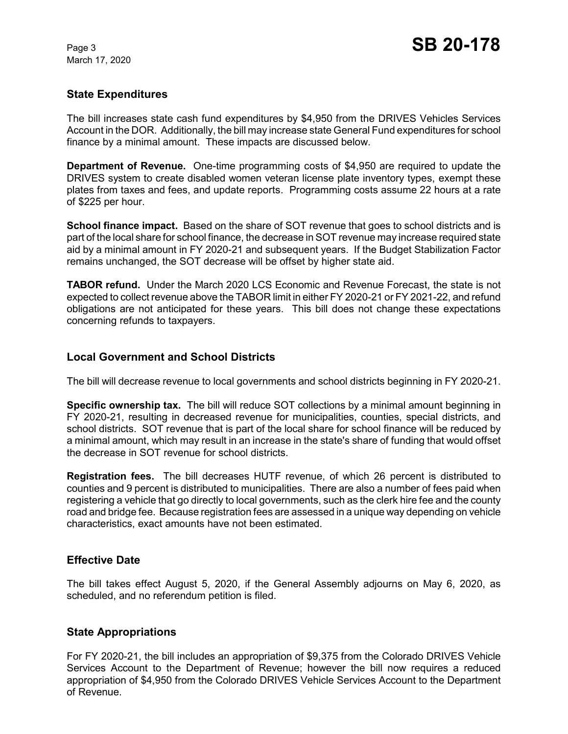## State Expenditures

The bill increases state cash fund expenditures by $4,950 from the DRIVES Vehicles Services Account in the DOR. Additionally, the bill may increase state General Fund expenditures for school finance by a minimal amount. These impacts are discussed below.

**Department of Revenue.** One-time programming costs of $4,950 are required to update the DRIVES system to create disabled women veteran license plate inventory types, exempt these plates from taxes and fees, and update reports. Programming costs assume 22 hours at a rate of $225 per hour.

**School finance impact.** Based on the share of SOT revenue that goes to school districts and is part of the local share for school finance, the decrease in SOT revenue may increase required state aid by a minimal amount in FY 2020-21 and subsequent years. If the Budget Stabilization Factor remains unchanged, the SOT decrease will be offset by higher state aid.

**TABOR refund.** Under the March 2020 LCS Economic and Revenue Forecast, the state is not expected to collect revenue above the TABOR limit in either FY 2020-21 or FY 2021-22, and refund obligations are not anticipated for these years. This bill does not change these expectations concerning refunds to taxpayers.

## Local Government and School Districts

The bill will decrease revenue to local governments and school districts beginning in FY 2020-21.

**Specific ownership tax.** The bill will reduce SOT collections by a minimal amount beginning in FY 2020-21, resulting in decreased revenue for municipalities, counties, special districts, and school districts. SOT revenue that is part of the local share for school finance will be reduced by a minimal amount, which may result in an increase in the state's share of funding that would offset the decrease in SOT revenue for school districts.

**Registration fees.** The bill decreases HUTF revenue, of which 26 percent is distributed to counties and 9 percent is distributed to municipalities. There are also a number of fees paid when registering a vehicle that go directly to local governments, such as the clerk hire fee and the county road and bridge fee. Because registration fees are assessed in a unique way depending on vehicle characteristics, exact amounts have not been estimated.

## Effective Date

The bill takes effect August 5, 2020, if the General Assembly adjourns on May 6, 2020, as scheduled, and no referendum petition is filed.

## State Appropriations

For FY 2020-21, the bill includes an appropriation of $9,375 from the Colorado DRIVES Vehicle Services Account to the Department of Revenue; however the bill now requires a reduced appropriation of $4,950 from the Colorado DRIVES Vehicle Services Account to the Department of Revenue.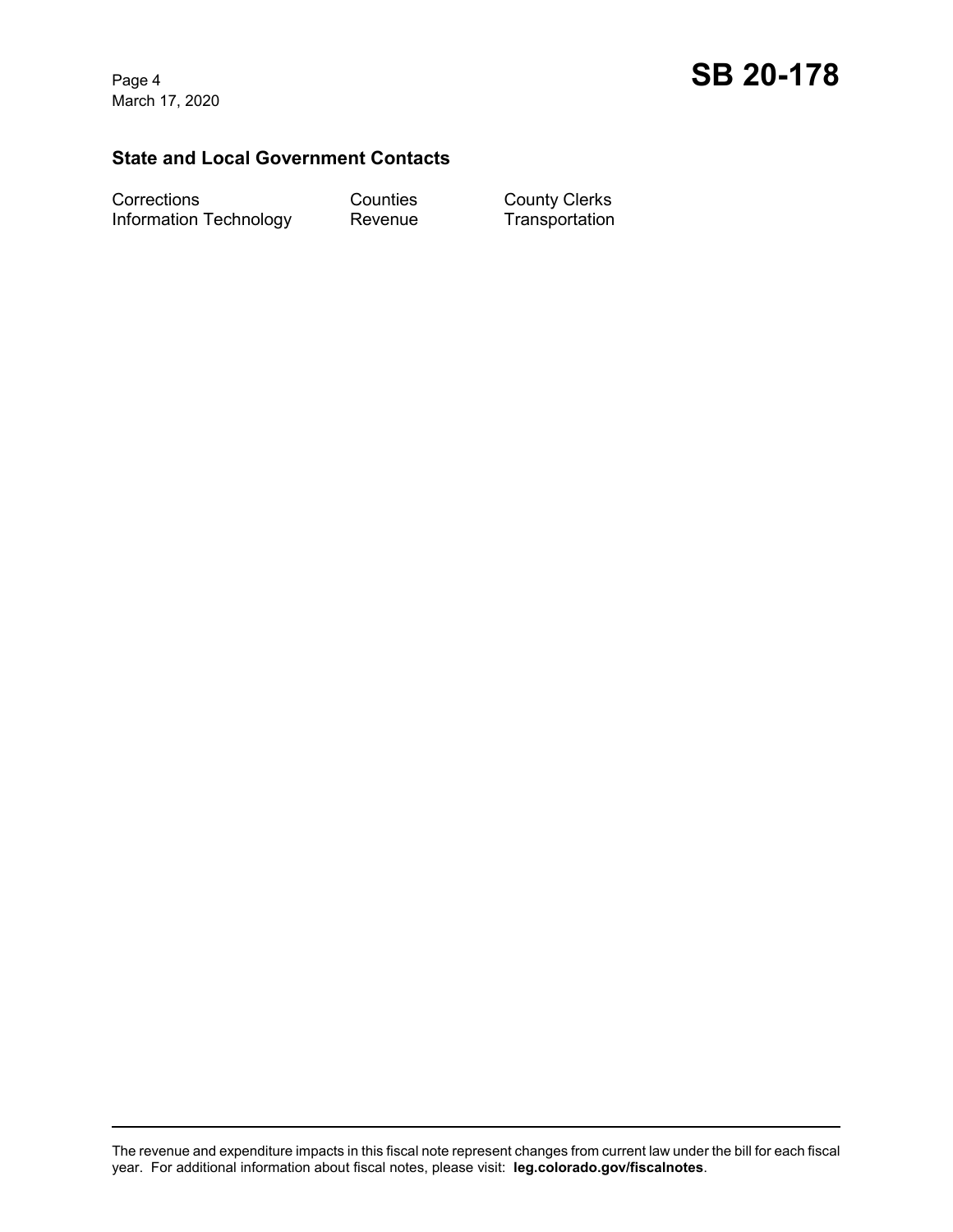## State and Local Government Contacts

| | | |
|---|---|---|
| Corrections | Counties | County Clerks |
| Information Technology | Revenue | Transportation |

The revenue and expenditure impacts in this fiscal note represent changes from current law under the bill for each fiscal year. For additional information about fiscal notes, please visit: **leg.colorado.gov/fiscalnotes**.